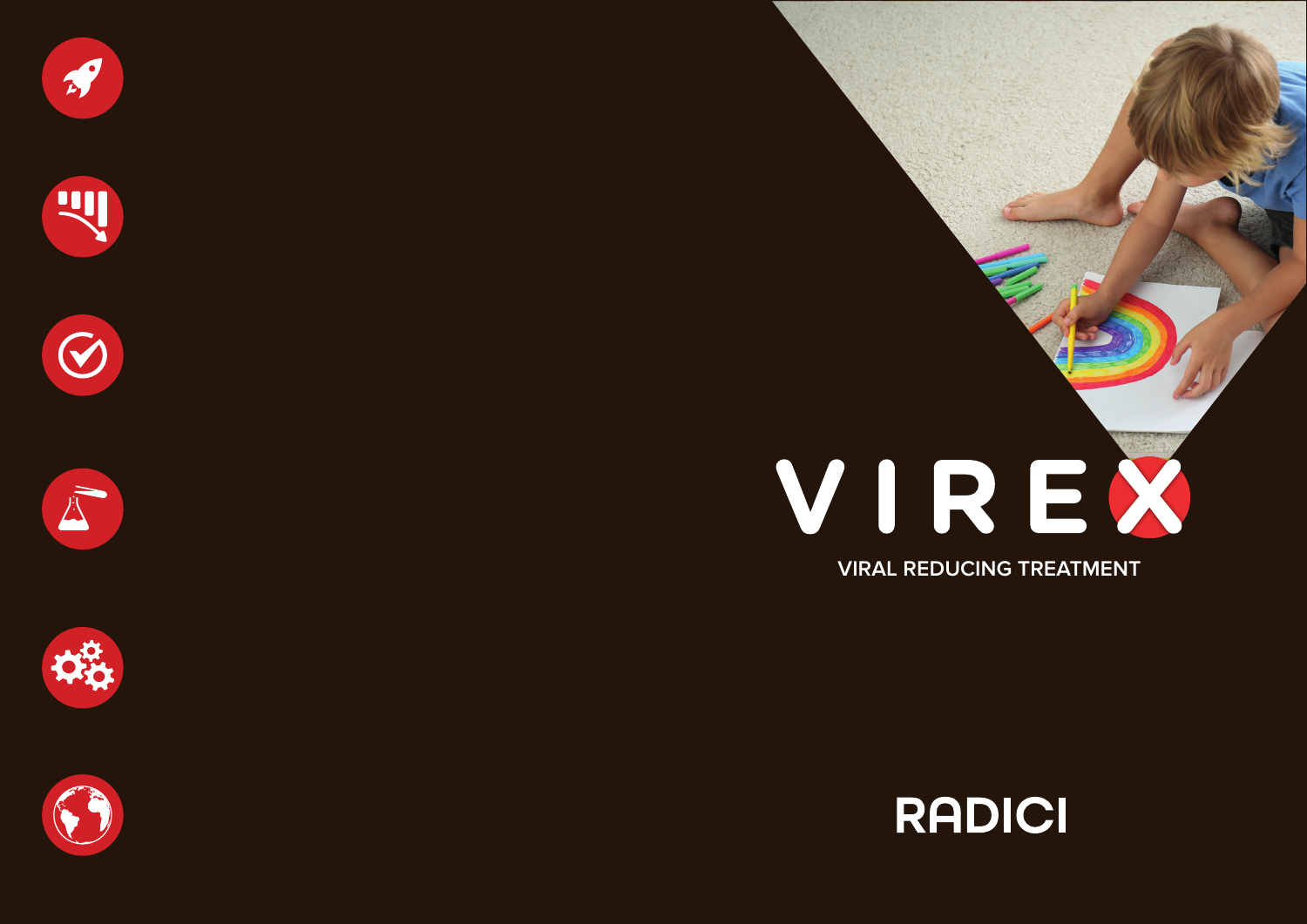# VIREX

VIRAL REDUCING TREATMENT

RADICI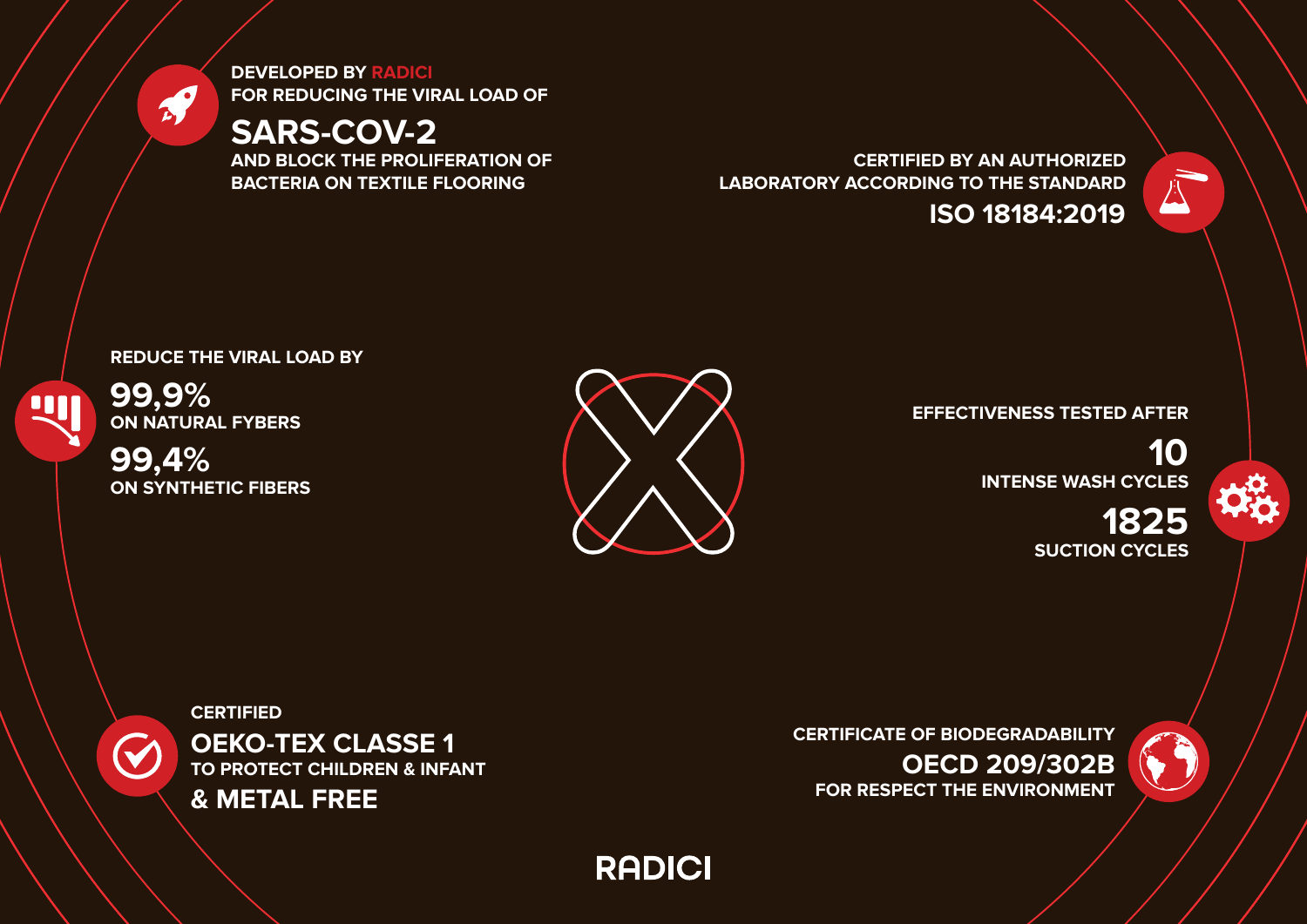**DEVELOPED BY RADICI**
**FOR REDUCING THE VIRAL LOAD OF**

## SARS-COV-2

**AND BLOCK THE PROLIFERATION OF BACTERIA ON TEXTILE FLOORING**

**CERTIFIED BY AN AUTHORIZED LABORATORY ACCORDING TO THE STANDARD**

## ISO 18184:2019

**REDUCE THE VIRAL LOAD BY**

## 99,9%

**ON NATURAL FYBERS**

## 99,4%

**ON SYNTHETIC FIBERS**

**EFFECTIVENESS TESTED AFTER**

## 10

**INTENSE WASH CYCLES**

## 1825

**SUCTION CYCLES**

**CERTIFIED**

## OEKO-TEX CLASSE 1

**TO PROTECT CHILDREN & INFANT**

## & METAL FREE

**CERTIFICATE OF BIODEGRADABILITY**

## OECD 209/302B

**FOR RESPECT THE ENVIRONMENT**

**RADICI**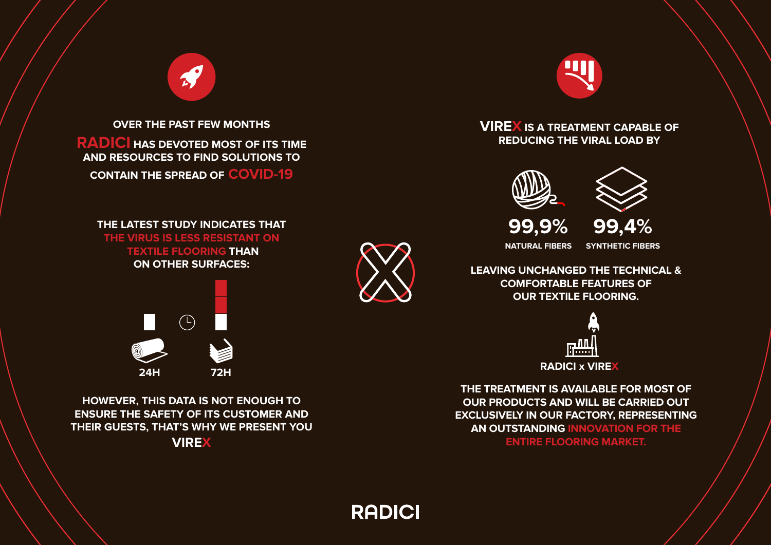**OVER THE PAST FEW MONTHS**

**RADICI HAS DEVOTED MOST OF ITS TIME AND RESOURCES TO FIND SOLUTIONS TO CONTAIN THE SPREAD OF COVID-19**

**THE LATEST STUDY INDICATES THAT THE VIRUS IS LESS RESISTANT ON TEXTILE FLOORING THAN ON OTHER SURFACES:**

**24H** **72H**

**HOWEVER, THIS DATA IS NOT ENOUGH TO ENSURE THE SAFETY OF ITS CUSTOMER AND THEIR GUESTS, THAT'S WHY WE PRESENT YOU VIREX**

**VIREX IS A TREATMENT CAPABLE OF REDUCING THE VIRAL LOAD BY**

| 99,9% | 99,4% |
|---|---|
| NATURAL FIBERS | SYNTHETIC FIBERS |

**LEAVING UNCHANGED THE TECHNICAL & COMFORTABLE FEATURES OF OUR TEXTILE FLOORING.**

**RADICI x VIREX**

**THE TREATMENT IS AVAILABLE FOR MOST OF OUR PRODUCTS AND WILL BE CARRIED OUT EXCLUSIVELY IN OUR FACTORY, REPRESENTING AN OUTSTANDING INNOVATION FOR THE ENTIRE FLOORING MARKET.**

RADICI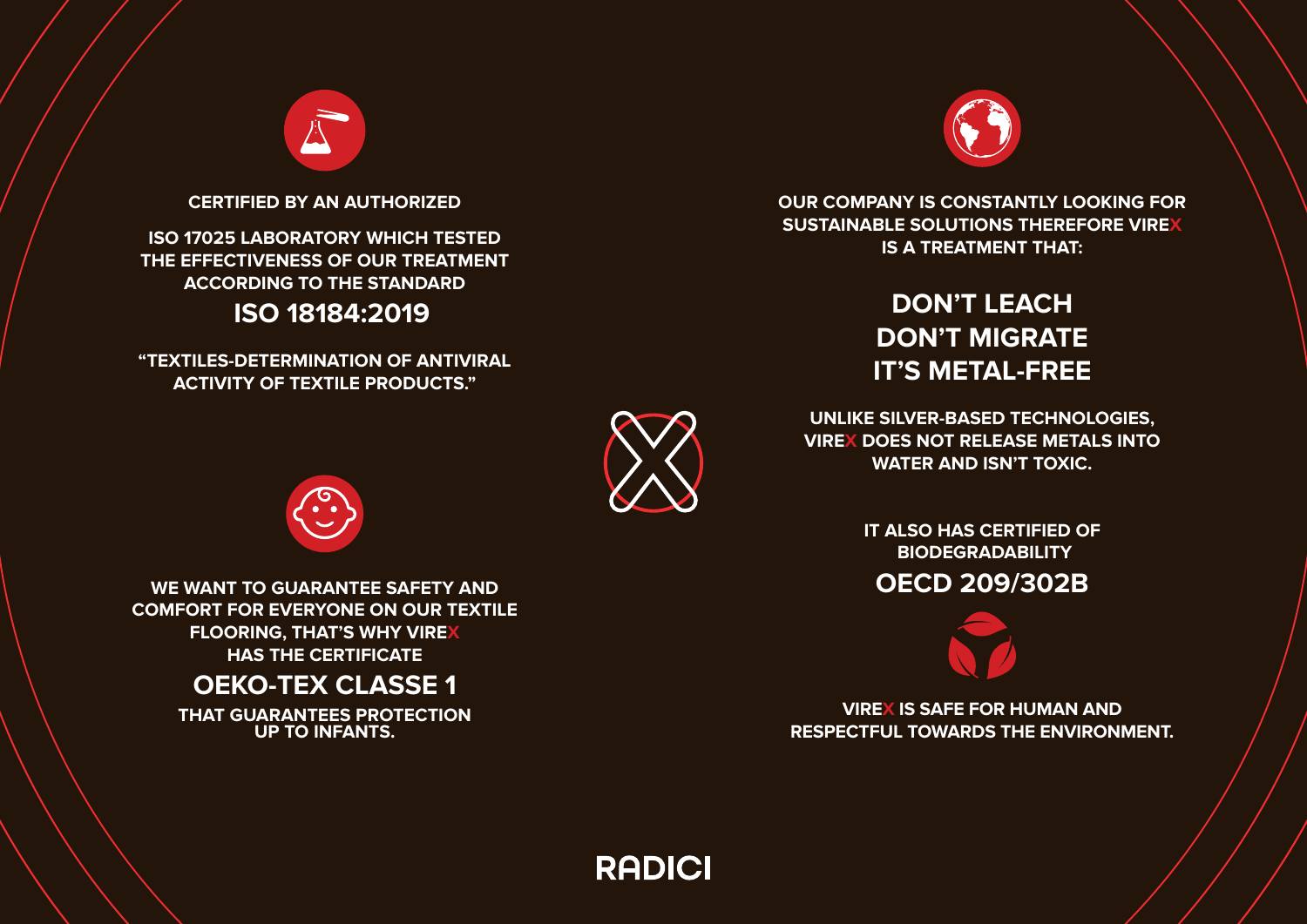CERTIFIED BY AN AUTHORIZED

ISO 17025 LABORATORY WHICH TESTED THE EFFECTIVENESS OF OUR TREATMENT ACCORDING TO THE STANDARD

## ISO 18184:2019

"TEXTILES-DETERMINATION OF ANTIVIRAL ACTIVITY OF TEXTILE PRODUCTS."

WE WANT TO GUARANTEE SAFETY AND COMFORT FOR EVERYONE ON OUR TEXTILE FLOORING, THAT'S WHY VIREX HAS THE CERTIFICATE

## OEKO-TEX CLASSE 1

THAT GUARANTEES PROTECTION UP TO INFANTS.

OUR COMPANY IS CONSTANTLY LOOKING FOR SUSTAINABLE SOLUTIONS THEREFORE VIREX IS A TREATMENT THAT:

## DON'T LEACH
## DON'T MIGRATE
## IT'S METAL-FREE

UNLIKE SILVER-BASED TECHNOLOGIES, VIREX DOES NOT RELEASE METALS INTO WATER AND ISN'T TOXIC.

IT ALSO HAS CERTIFIED OF BIODEGRADABILITY

## OECD 209/302B

VIREX IS SAFE FOR HUMAN AND RESPECTFUL TOWARDS THE ENVIRONMENT.

RADICI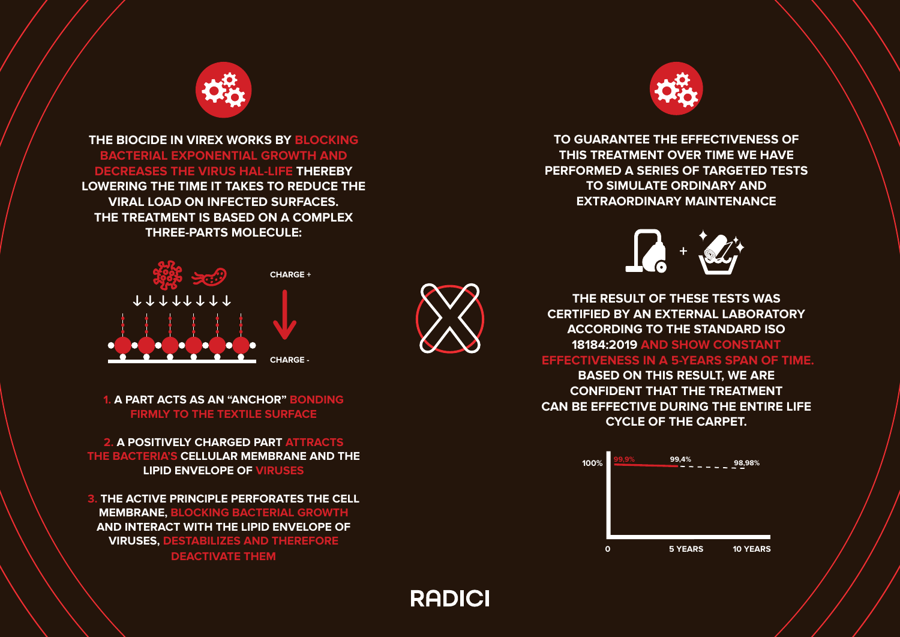**THE BIOCIDE IN VIREX WORKS BY BLOCKING BACTERIAL EXPONENTIAL GROWTH AND DECREASES THE VIRUS HAL-LIFE THEREBY LOWERING THE TIME IT TAKES TO REDUCE THE VIRAL LOAD ON INFECTED SURFACES. THE TREATMENT IS BASED ON A COMPLEX THREE-PARTS MOLECULE:**

CHARGE +

CHARGE -

**1. A PART ACTS AS AN "ANCHOR" BONDING FIRMLY TO THE TEXTILE SURFACE**

**2. A POSITIVELY CHARGED PART ATTRACTS THE BACTERIA'S CELLULAR MEMBRANE AND THE LIPID ENVELOPE OF VIRUSES**

**3. THE ACTIVE PRINCIPLE PERFORATES THE CELL MEMBRANE, BLOCKING BACTERIAL GROWTH AND INTERACT WITH THE LIPID ENVELOPE OF VIRUSES, DESTABILIZES AND THEREFORE DEACTIVATE THEM**

**TO GUARANTEE THE EFFECTIVENESS OF THIS TREATMENT OVER TIME WE HAVE PERFORMED A SERIES OF TARGETED TESTS TO SIMULATE ORDINARY AND EXTRAORDINARY MAINTENANCE**

**THE RESULT OF THESE TESTS WAS CERTIFIED BY AN EXTERNAL LABORATORY ACCORDING TO THE STANDARD ISO 18184:2019 AND SHOW CONSTANT EFFECTIVENESS IN A 5-YEARS SPAN OF TIME. BASED ON THIS RESULT, WE ARE CONFIDENT THAT THE TREATMENT CAN BE EFFECTIVE DURING THE ENTIRE LIFE CYCLE OF THE CARPET.**

100%

99,9%

99,4%

98,98%

0

5 YEARS

10 YEARS

RADICI